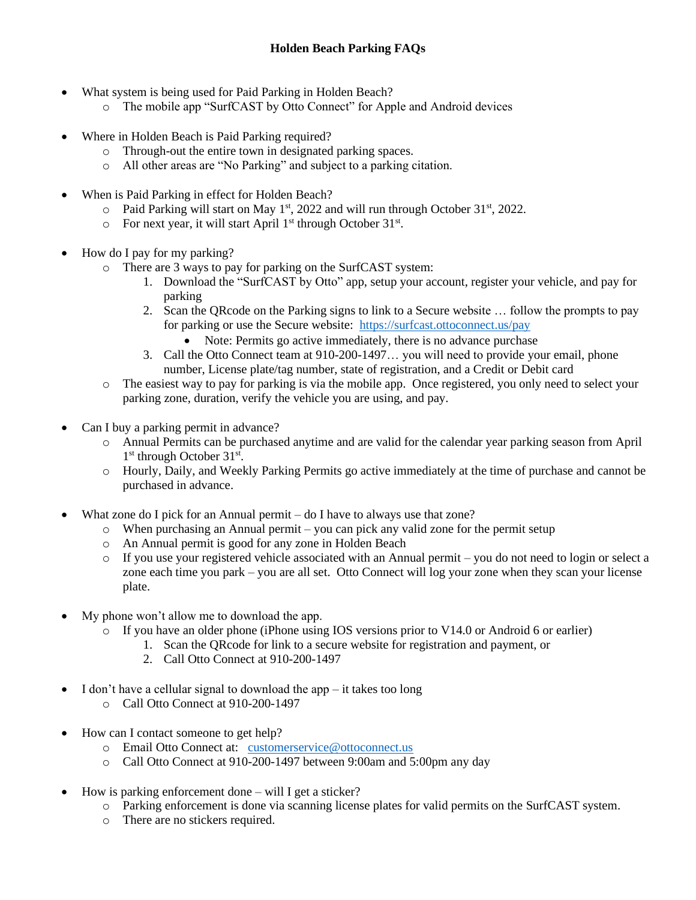# Holden Beach Parking FAQs

- What system is being used for Paid Parking in Holden Beach?
  - The mobile app "SurfCAST by Otto Connect" for Apple and Android devices

- Where in Holden Beach is Paid Parking required?
  - Through-out the entire town in designated parking spaces.
  - All other areas are "No Parking" and subject to a parking citation.

- When is Paid Parking in effect for Holden Beach?
  - Paid Parking will start on May 1st, 2022 and will run through October 31st, 2022.
  - For next year, it will start April 1st through October 31st.

- How do I pay for my parking?
  - There are 3 ways to pay for parking on the SurfCAST system:
    1. Download the "SurfCAST by Otto" app, setup your account, register your vehicle, and pay for parking
    2. Scan the QRcode on the Parking signs to link to a Secure website … follow the prompts to pay for parking or use the Secure website: [https://surfcast.ottoconnect.us/pay](https://surfcast.ottoconnect.us/pay)
       - Note: Permits go active immediately, there is no advance purchase
    3. Call the Otto Connect team at 910-200-1497… you will need to provide your email, phone number, License plate/tag number, state of registration, and a Credit or Debit card
  - The easiest way to pay for parking is via the mobile app. Once registered, you only need to select your parking zone, duration, verify the vehicle you are using, and pay.

- Can I buy a parking permit in advance?
  - Annual Permits can be purchased anytime and are valid for the calendar year parking season from April 1st through October 31st.
  - Hourly, Daily, and Weekly Parking Permits go active immediately at the time of purchase and cannot be purchased in advance.

- What zone do I pick for an Annual permit – do I have to always use that zone?
  - When purchasing an Annual permit – you can pick any valid zone for the permit setup
  - An Annual permit is good for any zone in Holden Beach
  - If you use your registered vehicle associated with an Annual permit – you do not need to login or select a zone each time you park – you are all set. Otto Connect will log your zone when they scan your license plate.

- My phone won't allow me to download the app.
  - If you have an older phone (iPhone using IOS versions prior to V14.0 or Android 6 or earlier)
    1. Scan the QRcode for link to a secure website for registration and payment, or
    2. Call Otto Connect at 910-200-1497

- I don't have a cellular signal to download the app – it takes too long
  - Call Otto Connect at 910-200-1497

- How can I contact someone to get help?
  - Email Otto Connect at: [customerservice@ottoconnect.us](mailto:customerservice@ottoconnect.us)
  - Call Otto Connect at 910-200-1497 between 9:00am and 5:00pm any day

- How is parking enforcement done – will I get a sticker?
  - Parking enforcement is done via scanning license plates for valid permits on the SurfCAST system.
  - There are no stickers required.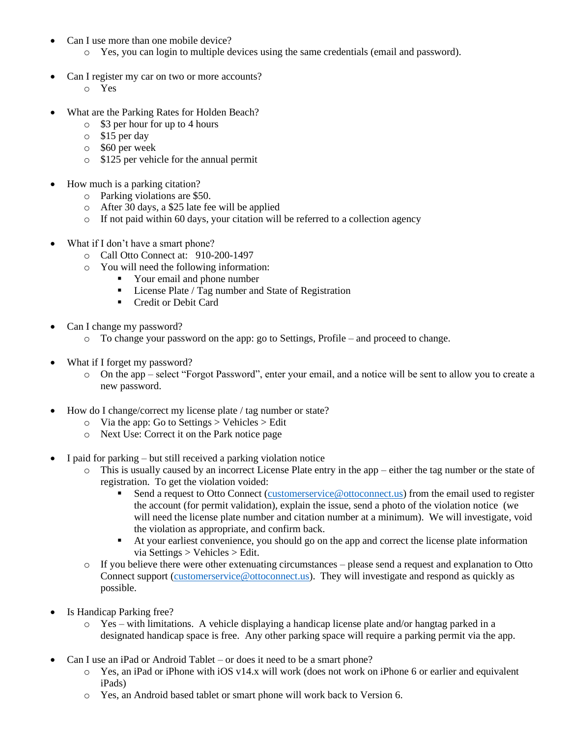- Can I use more than one mobile device?
  - Yes, you can login to multiple devices using the same credentials (email and password).

- Can I register my car on two or more accounts?
  - Yes

- What are the Parking Rates for Holden Beach?
  - $3 per hour for up to 4 hours
  - $15 per day
  - $60 per week
  - $125 per vehicle for the annual permit

- How much is a parking citation?
  - Parking violations are $50.
  - After 30 days, a $25 late fee will be applied
  - If not paid within 60 days, your citation will be referred to a collection agency

- What if I don't have a smart phone?
  - Call Otto Connect at: 910-200-1497
  - You will need the following information:
    - Your email and phone number
    - License Plate / Tag number and State of Registration
    - Credit or Debit Card

- Can I change my password?
  - To change your password on the app: go to Settings, Profile – and proceed to change.

- What if I forget my password?
  - On the app – select "Forgot Password", enter your email, and a notice will be sent to allow you to create a new password.

- How do I change/correct my license plate / tag number or state?
  - Via the app: Go to Settings > Vehicles > Edit
  - Next Use: Correct it on the Park notice page

- I paid for parking – but still received a parking violation notice
  - This is usually caused by an incorrect License Plate entry in the app – either the tag number or the state of registration. To get the violation voided:
    - Send a request to Otto Connect (customerservice@ottoconnect.us) from the email used to register the account (for permit validation), explain the issue, send a photo of the violation notice (we will need the license plate number and citation number at a minimum). We will investigate, void the violation as appropriate, and confirm back.
    - At your earliest convenience, you should go on the app and correct the license plate information via Settings > Vehicles > Edit.
  - If you believe there were other extenuating circumstances – please send a request and explanation to Otto Connect support (customerservice@ottoconnect.us). They will investigate and respond as quickly as possible.

- Is Handicap Parking free?
  - Yes – with limitations. A vehicle displaying a handicap license plate and/or hangtag parked in a designated handicap space is free. Any other parking space will require a parking permit via the app.

- Can I use an iPad or Android Tablet – or does it need to be a smart phone?
  - Yes, an iPad or iPhone with iOS v14.x will work (does not work on iPhone 6 or earlier and equivalent iPads)
  - Yes, an Android based tablet or smart phone will work back to Version 6.